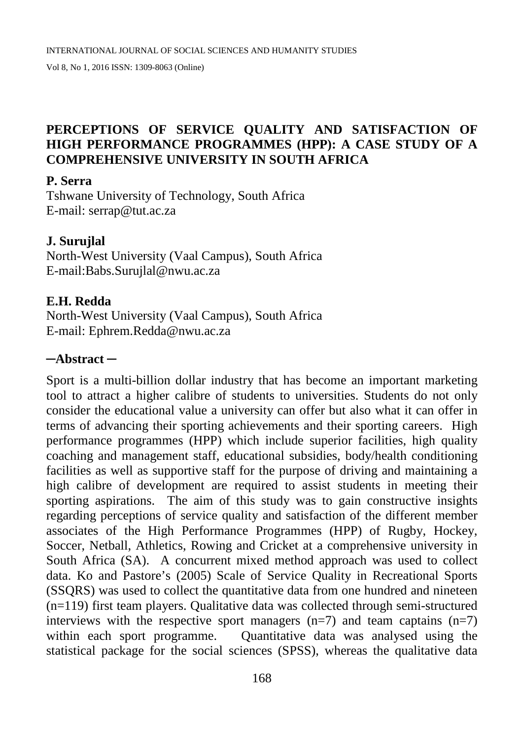# PERCEPTIONS OF SERVICE QUALITY AND SATISFACTION OF HIGH PERFORMANCE PROGRAMMES (HPP): A CASE STUDY OF A COMPREHENSIVE UNIVERSITY IN SOUTH AFRICA

**P. Serra**
Tshwane University of Technology, South Africa
E-mail: serrap@tut.ac.za

**J. Surujlal**
North-West University (Vaal Campus), South Africa
E-mail:Babs.Surujlal@nwu.ac.za

**E.H. Redda**
North-West University (Vaal Campus), South Africa
E-mail: Ephrem.Redda@nwu.ac.za

## –Abstract –

Sport is a multi-billion dollar industry that has become an important marketing tool to attract a higher calibre of students to universities. Students do not only consider the educational value a university can offer but also what it can offer in terms of advancing their sporting achievements and their sporting careers. High performance programmes (HPP) which include superior facilities, high quality coaching and management staff, educational subsidies, body/health conditioning facilities as well as supportive staff for the purpose of driving and maintaining a high calibre of development are required to assist students in meeting their sporting aspirations. The aim of this study was to gain constructive insights regarding perceptions of service quality and satisfaction of the different member associates of the High Performance Programmes (HPP) of Rugby, Hockey, Soccer, Netball, Athletics, Rowing and Cricket at a comprehensive university in South Africa (SA). A concurrent mixed method approach was used to collect data. Ko and Pastore's (2005) Scale of Service Quality in Recreational Sports (SSQRS) was used to collect the quantitative data from one hundred and nineteen (n=119) first team players. Qualitative data was collected through semi-structured interviews with the respective sport managers (n=7) and team captains (n=7) within each sport programme. Quantitative data was analysed using the statistical package for the social sciences (SPSS), whereas the qualitative data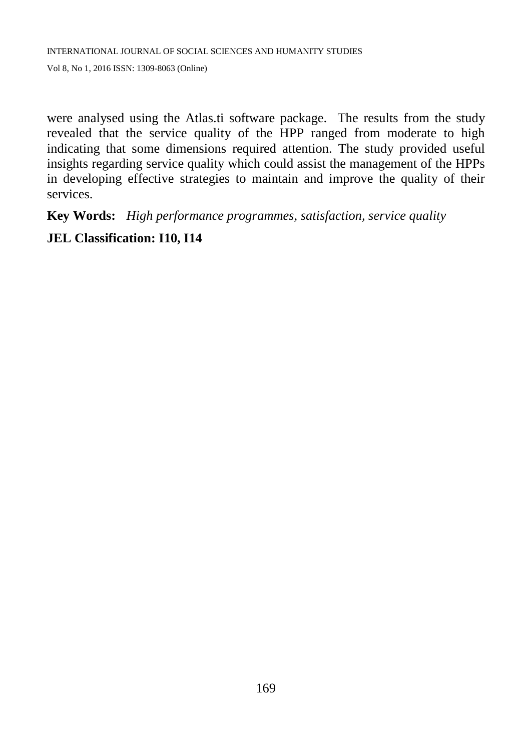were analysed using the Atlas.ti software package.  The results from the study revealed that the service quality of the HPP ranged from moderate to high indicating that some dimensions required attention. The study provided useful insights regarding service quality which could assist the management of the HPPs in developing effective strategies to maintain and improve the quality of their services.

**Key Words:** *High performance programmes, satisfaction, service quality*

**JEL Classification: I10, I14**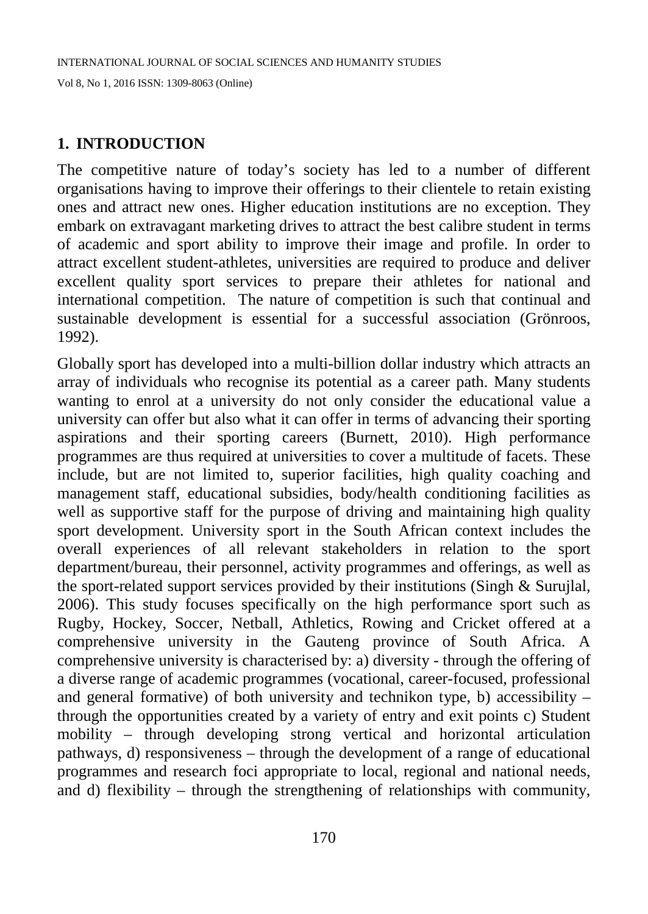## 1. INTRODUCTION

The competitive nature of today's society has led to a number of different organisations having to improve their offerings to their clientele to retain existing ones and attract new ones. Higher education institutions are no exception. They embark on extravagant marketing drives to attract the best calibre student in terms of academic and sport ability to improve their image and profile. In order to attract excellent student-athletes, universities are required to produce and deliver excellent quality sport services to prepare their athletes for national and international competition. The nature of competition is such that continual and sustainable development is essential for a successful association (Grönroos, 1992).

Globally sport has developed into a multi-billion dollar industry which attracts an array of individuals who recognise its potential as a career path. Many students wanting to enrol at a university do not only consider the educational value a university can offer but also what it can offer in terms of advancing their sporting aspirations and their sporting careers (Burnett, 2010). High performance programmes are thus required at universities to cover a multitude of facets. These include, but are not limited to, superior facilities, high quality coaching and management staff, educational subsidies, body/health conditioning facilities as well as supportive staff for the purpose of driving and maintaining high quality sport development. University sport in the South African context includes the overall experiences of all relevant stakeholders in relation to the sport department/bureau, their personnel, activity programmes and offerings, as well as the sport-related support services provided by their institutions (Singh & Surujlal, 2006). This study focuses specifically on the high performance sport such as Rugby, Hockey, Soccer, Netball, Athletics, Rowing and Cricket offered at a comprehensive university in the Gauteng province of South Africa. A comprehensive university is characterised by: a) diversity - through the offering of a diverse range of academic programmes (vocational, career-focused, professional and general formative) of both university and technikon type, b) accessibility – through the opportunities created by a variety of entry and exit points c) Student mobility – through developing strong vertical and horizontal articulation pathways, d) responsiveness – through the development of a range of educational programmes and research foci appropriate to local, regional and national needs, and d) flexibility – through the strengthening of relationships with community,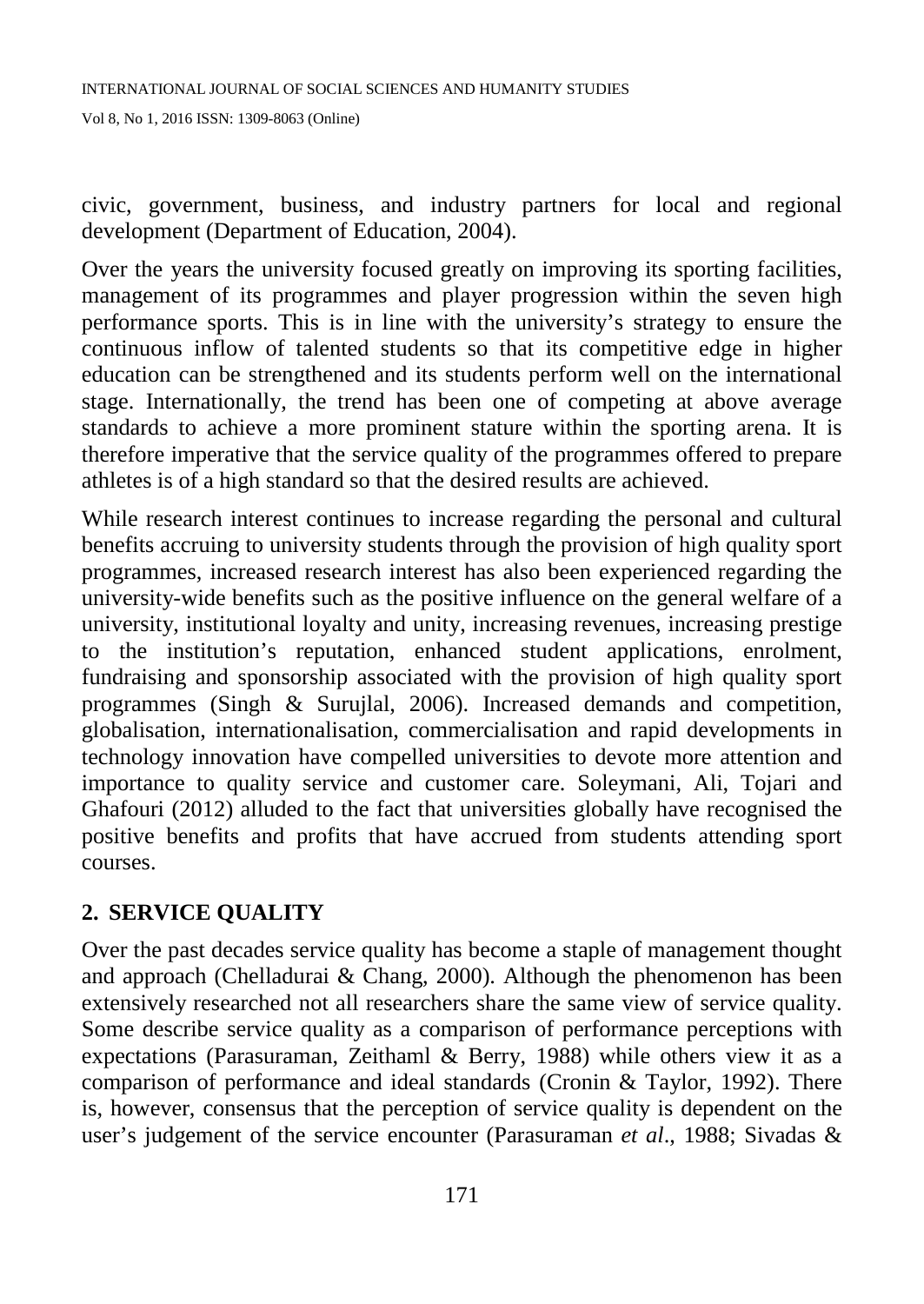civic, government, business, and industry partners for local and regional development (Department of Education, 2004).

Over the years the university focused greatly on improving its sporting facilities, management of its programmes and player progression within the seven high performance sports. This is in line with the university's strategy to ensure the continuous inflow of talented students so that its competitive edge in higher education can be strengthened and its students perform well on the international stage. Internationally, the trend has been one of competing at above average standards to achieve a more prominent stature within the sporting arena. It is therefore imperative that the service quality of the programmes offered to prepare athletes is of a high standard so that the desired results are achieved.

While research interest continues to increase regarding the personal and cultural benefits accruing to university students through the provision of high quality sport programmes, increased research interest has also been experienced regarding the university-wide benefits such as the positive influence on the general welfare of a university, institutional loyalty and unity, increasing revenues, increasing prestige to the institution's reputation, enhanced student applications, enrolment, fundraising and sponsorship associated with the provision of high quality sport programmes (Singh & Surujlal, 2006). Increased demands and competition, globalisation, internationalisation, commercialisation and rapid developments in technology innovation have compelled universities to devote more attention and importance to quality service and customer care. Soleymani, Ali, Tojari and Ghafouri (2012) alluded to the fact that universities globally have recognised the positive benefits and profits that have accrued from students attending sport courses.

## 2. SERVICE QUALITY

Over the past decades service quality has become a staple of management thought and approach (Chelladurai & Chang, 2000). Although the phenomenon has been extensively researched not all researchers share the same view of service quality. Some describe service quality as a comparison of performance perceptions with expectations (Parasuraman, Zeithaml & Berry, 1988) while others view it as a comparison of performance and ideal standards (Cronin & Taylor, 1992). There is, however, consensus that the perception of service quality is dependent on the user's judgement of the service encounter (Parasuraman *et al*., 1988; Sivadas &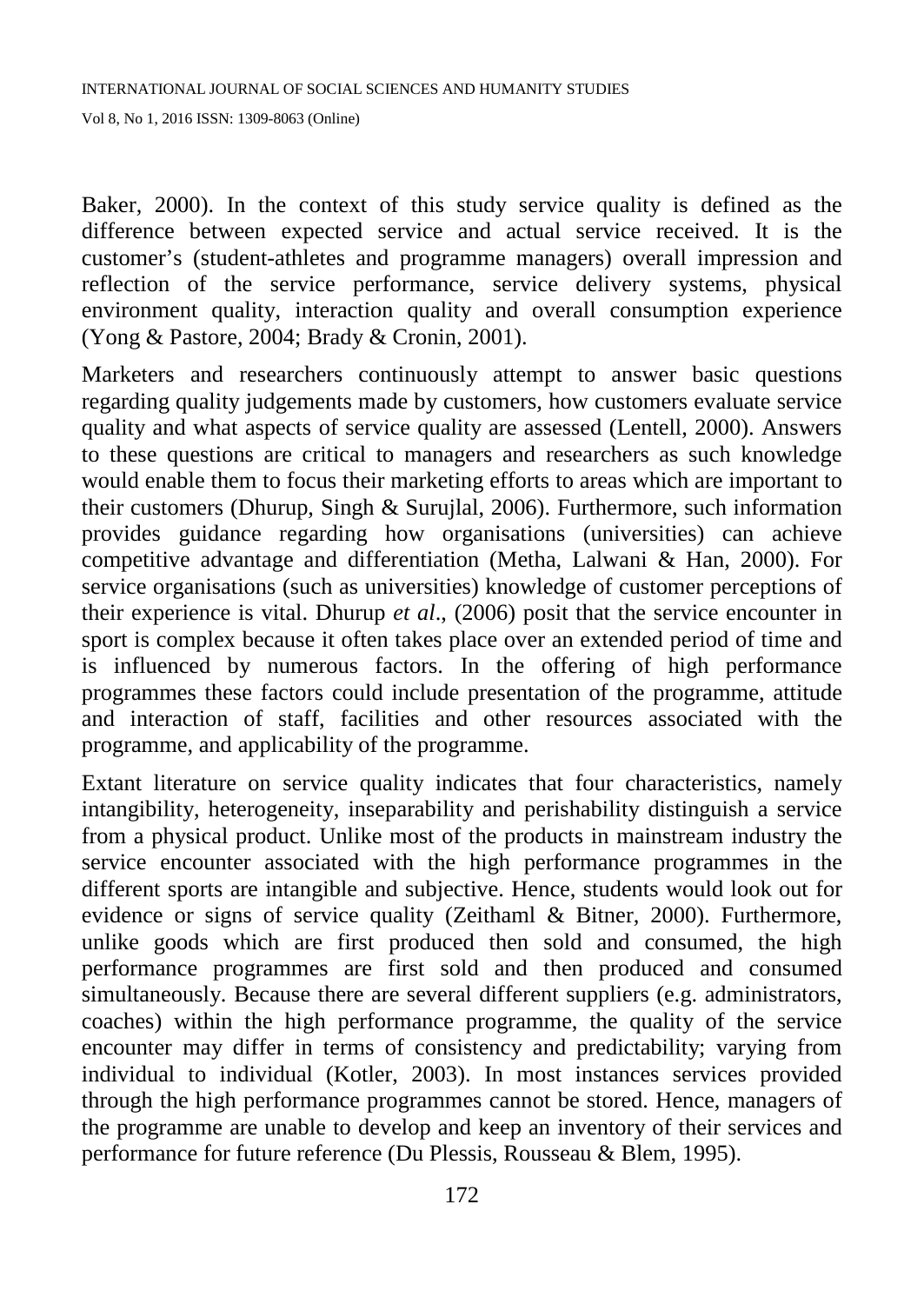Baker, 2000). In the context of this study service quality is defined as the difference between expected service and actual service received. It is the customer's (student-athletes and programme managers) overall impression and reflection of the service performance, service delivery systems, physical environment quality, interaction quality and overall consumption experience (Yong & Pastore, 2004; Brady & Cronin, 2001).

Marketers and researchers continuously attempt to answer basic questions regarding quality judgements made by customers, how customers evaluate service quality and what aspects of service quality are assessed (Lentell, 2000). Answers to these questions are critical to managers and researchers as such knowledge would enable them to focus their marketing efforts to areas which are important to their customers (Dhurup, Singh & Surujlal, 2006). Furthermore, such information provides guidance regarding how organisations (universities) can achieve competitive advantage and differentiation (Metha, Lalwani & Han, 2000). For service organisations (such as universities) knowledge of customer perceptions of their experience is vital. Dhurup *et al*., (2006) posit that the service encounter in sport is complex because it often takes place over an extended period of time and is influenced by numerous factors. In the offering of high performance programmes these factors could include presentation of the programme, attitude and interaction of staff, facilities and other resources associated with the programme, and applicability of the programme.

Extant literature on service quality indicates that four characteristics, namely intangibility, heterogeneity, inseparability and perishability distinguish a service from a physical product. Unlike most of the products in mainstream industry the service encounter associated with the high performance programmes in the different sports are intangible and subjective. Hence, students would look out for evidence or signs of service quality (Zeithaml & Bitner, 2000). Furthermore, unlike goods which are first produced then sold and consumed, the high performance programmes are first sold and then produced and consumed simultaneously. Because there are several different suppliers (e.g. administrators, coaches) within the high performance programme, the quality of the service encounter may differ in terms of consistency and predictability; varying from individual to individual (Kotler, 2003). In most instances services provided through the high performance programmes cannot be stored. Hence, managers of the programme are unable to develop and keep an inventory of their services and performance for future reference (Du Plessis, Rousseau & Blem, 1995).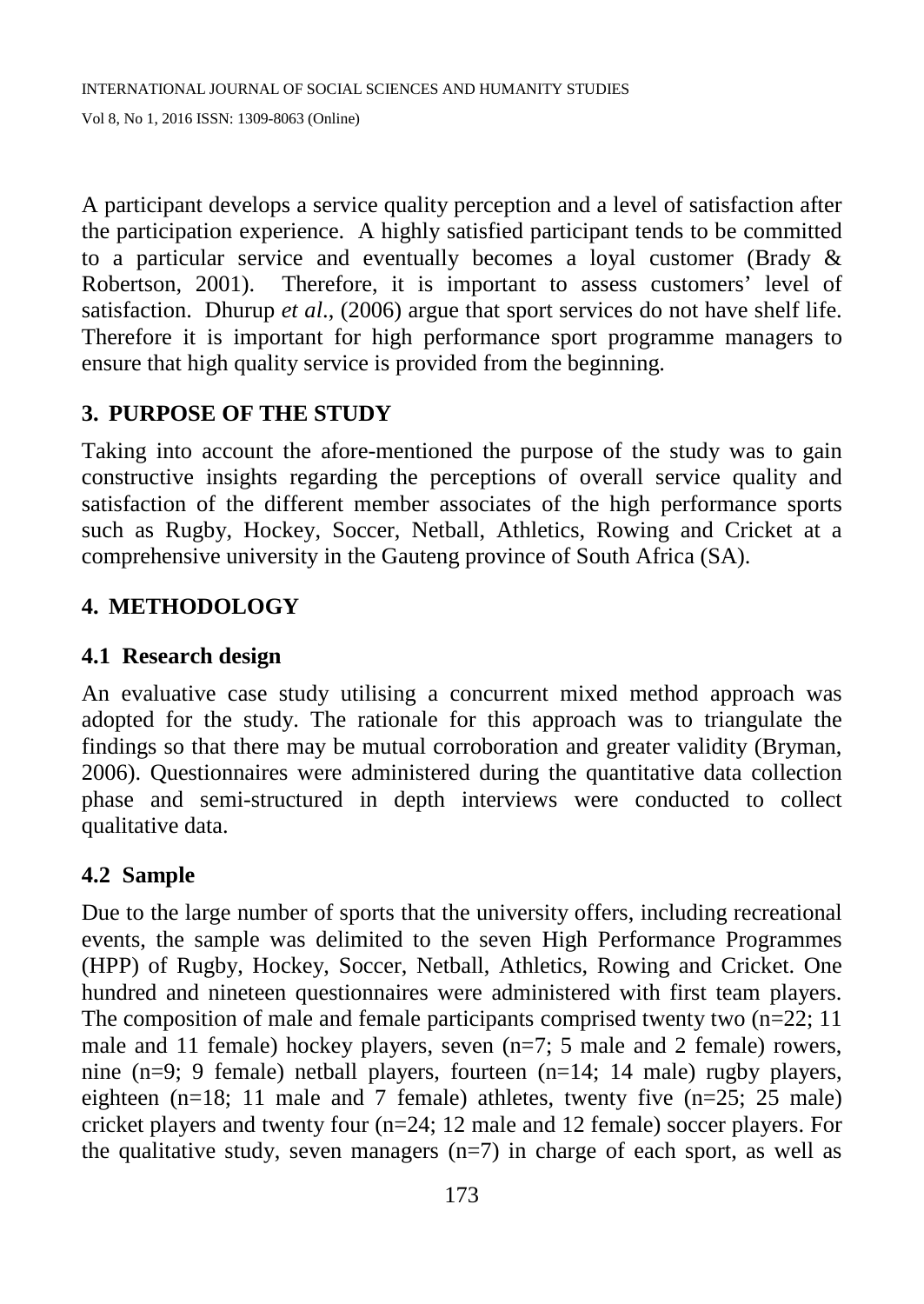A participant develops a service quality perception and a level of satisfaction after the participation experience. A highly satisfied participant tends to be committed to a particular service and eventually becomes a loyal customer (Brady & Robertson, 2001). Therefore, it is important to assess customers' level of satisfaction. Dhurup *et al*., (2006) argue that sport services do not have shelf life. Therefore it is important for high performance sport programme managers to ensure that high quality service is provided from the beginning.

## 3. PURPOSE OF THE STUDY

Taking into account the afore-mentioned the purpose of the study was to gain constructive insights regarding the perceptions of overall service quality and satisfaction of the different member associates of the high performance sports such as Rugby, Hockey, Soccer, Netball, Athletics, Rowing and Cricket at a comprehensive university in the Gauteng province of South Africa (SA).

## 4. METHODOLOGY

### 4.1 Research design

An evaluative case study utilising a concurrent mixed method approach was adopted for the study. The rationale for this approach was to triangulate the findings so that there may be mutual corroboration and greater validity (Bryman, 2006). Questionnaires were administered during the quantitative data collection phase and semi-structured in depth interviews were conducted to collect qualitative data.

### 4.2 Sample

Due to the large number of sports that the university offers, including recreational events, the sample was delimited to the seven High Performance Programmes (HPP) of Rugby, Hockey, Soccer, Netball, Athletics, Rowing and Cricket. One hundred and nineteen questionnaires were administered with first team players. The composition of male and female participants comprised twenty two (n=22; 11 male and 11 female) hockey players, seven (n=7; 5 male and 2 female) rowers, nine (n=9; 9 female) netball players, fourteen (n=14; 14 male) rugby players, eighteen (n=18; 11 male and 7 female) athletes, twenty five (n=25; 25 male) cricket players and twenty four (n=24; 12 male and 12 female) soccer players. For the qualitative study, seven managers (n=7) in charge of each sport, as well as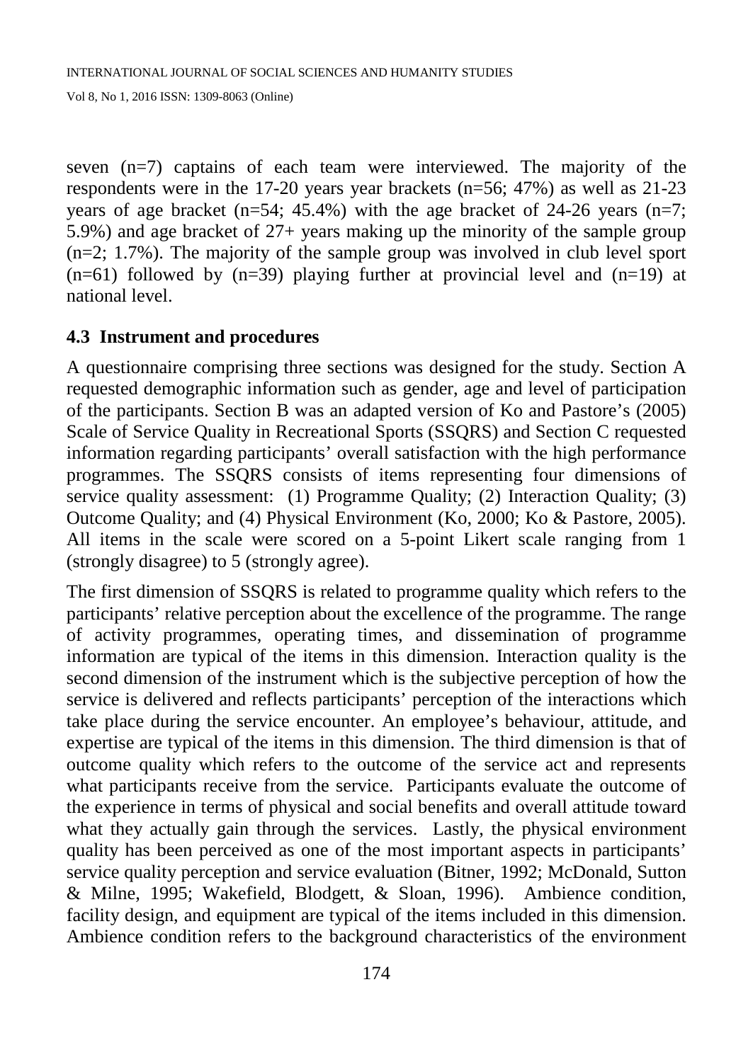seven (n=7) captains of each team were interviewed. The majority of the respondents were in the 17-20 years year brackets (n=56; 47%) as well as 21-23 years of age bracket (n=54; 45.4%) with the age bracket of 24-26 years (n=7; 5.9%) and age bracket of 27+ years making up the minority of the sample group (n=2; 1.7%). The majority of the sample group was involved in club level sport (n=61) followed by (n=39) playing further at provincial level and (n=19) at national level.

### 4.3 Instrument and procedures

A questionnaire comprising three sections was designed for the study. Section A requested demographic information such as gender, age and level of participation of the participants. Section B was an adapted version of Ko and Pastore's (2005) Scale of Service Quality in Recreational Sports (SSQRS) and Section C requested information regarding participants' overall satisfaction with the high performance programmes. The SSQRS consists of items representing four dimensions of service quality assessment: (1) Programme Quality; (2) Interaction Quality; (3) Outcome Quality; and (4) Physical Environment (Ko, 2000; Ko & Pastore, 2005). All items in the scale were scored on a 5-point Likert scale ranging from 1 (strongly disagree) to 5 (strongly agree).

The first dimension of SSQRS is related to programme quality which refers to the participants' relative perception about the excellence of the programme. The range of activity programmes, operating times, and dissemination of programme information are typical of the items in this dimension. Interaction quality is the second dimension of the instrument which is the subjective perception of how the service is delivered and reflects participants' perception of the interactions which take place during the service encounter. An employee's behaviour, attitude, and expertise are typical of the items in this dimension. The third dimension is that of outcome quality which refers to the outcome of the service act and represents what participants receive from the service. Participants evaluate the outcome of the experience in terms of physical and social benefits and overall attitude toward what they actually gain through the services. Lastly, the physical environment quality has been perceived as one of the most important aspects in participants' service quality perception and service evaluation (Bitner, 1992; McDonald, Sutton & Milne, 1995; Wakefield, Blodgett, & Sloan, 1996). Ambience condition, facility design, and equipment are typical of the items included in this dimension. Ambience condition refers to the background characteristics of the environment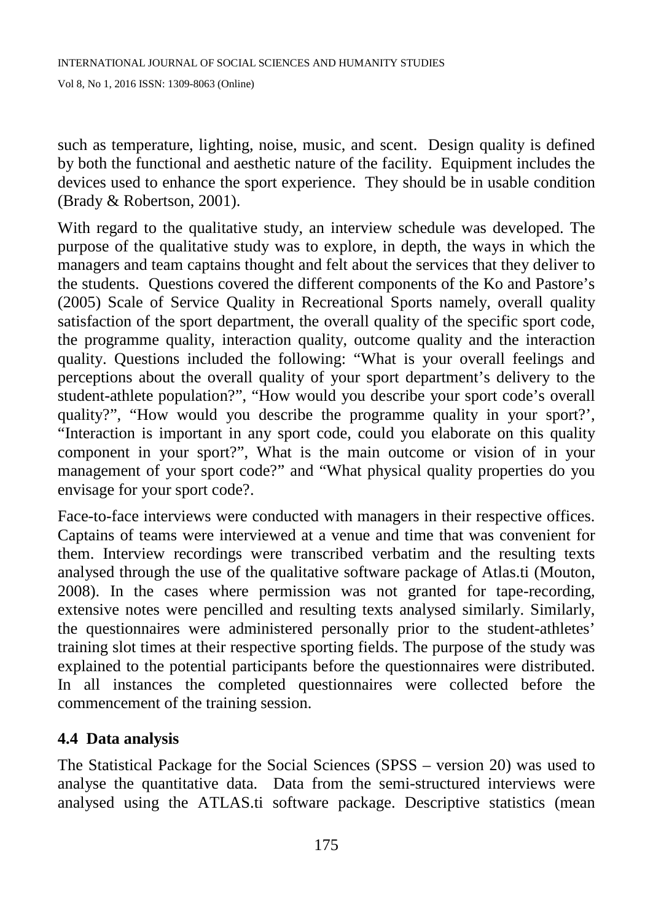such as temperature, lighting, noise, music, and scent. Design quality is defined by both the functional and aesthetic nature of the facility. Equipment includes the devices used to enhance the sport experience. They should be in usable condition (Brady & Robertson, 2001).

With regard to the qualitative study, an interview schedule was developed. The purpose of the qualitative study was to explore, in depth, the ways in which the managers and team captains thought and felt about the services that they deliver to the students. Questions covered the different components of the Ko and Pastore's (2005) Scale of Service Quality in Recreational Sports namely, overall quality satisfaction of the sport department, the overall quality of the specific sport code, the programme quality, interaction quality, outcome quality and the interaction quality. Questions included the following: "What is your overall feelings and perceptions about the overall quality of your sport department's delivery to the student-athlete population?", "How would you describe your sport code's overall quality?", "How would you describe the programme quality in your sport?', "Interaction is important in any sport code, could you elaborate on this quality component in your sport?", What is the main outcome or vision of in your management of your sport code?" and "What physical quality properties do you envisage for your sport code?.

Face-to-face interviews were conducted with managers in their respective offices. Captains of teams were interviewed at a venue and time that was convenient for them. Interview recordings were transcribed verbatim and the resulting texts analysed through the use of the qualitative software package of Atlas.ti (Mouton, 2008). In the cases where permission was not granted for tape-recording, extensive notes were pencilled and resulting texts analysed similarly. Similarly, the questionnaires were administered personally prior to the student-athletes' training slot times at their respective sporting fields. The purpose of the study was explained to the potential participants before the questionnaires were distributed. In all instances the completed questionnaires were collected before the commencement of the training session.

### 4.4 Data analysis

The Statistical Package for the Social Sciences (SPSS – version 20) was used to analyse the quantitative data. Data from the semi-structured interviews were analysed using the ATLAS.ti software package. Descriptive statistics (mean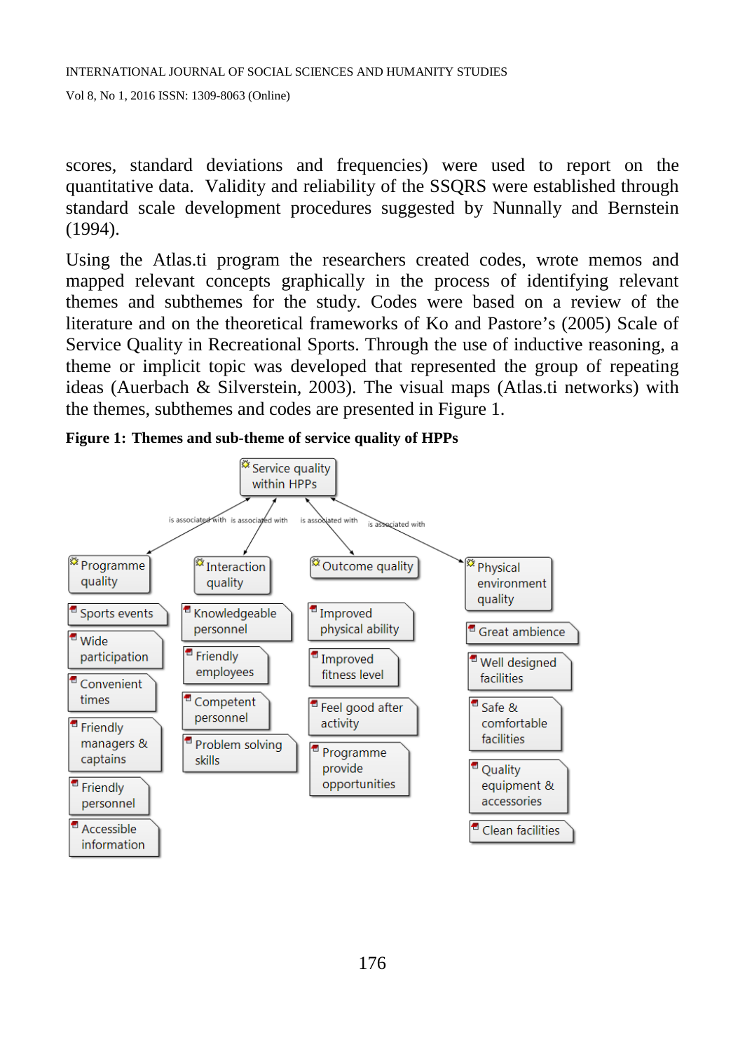scores, standard deviations and frequencies) were used to report on the quantitative data. Validity and reliability of the SSQRS were established through standard scale development procedures suggested by Nunnally and Bernstein (1994).

Using the Atlas.ti program the researchers created codes, wrote memos and mapped relevant concepts graphically in the process of identifying relevant themes and subthemes for the study. Codes were based on a review of the literature and on the theoretical frameworks of Ko and Pastore's (2005) Scale of Service Quality in Recreational Sports. Through the use of inductive reasoning, a theme or implicit topic was developed that represented the group of repeating ideas (Auerbach & Silverstein, 2003). The visual maps (Atlas.ti networks) with the themes, subthemes and codes are presented in Figure 1.

**Figure 1: Themes and sub-theme of service quality of HPPs**

- **Service quality within HPPs**
  - is associated with → **Programme quality**
    - Sports events
    - Wide participation
    - Convenient times
    - Friendly managers & captains
    - Friendly personnel
    - Accessible information
  - is associated with → **Interaction quality**
    - Knowledgeable personnel
    - Friendly employees
    - Competent personnel
    - Problem solving skills
  - is associated with → **Outcome quality**
    - Improved physical ability
    - Improved fitness level
    - Feel good after activity
    - Programme provide opportunities
  - is associated with → **Physical environment quality**
    - Great ambience
    - Well designed facilities
    - Safe & comfortable facilities
    - Quality equipment & accessories
    - Clean facilities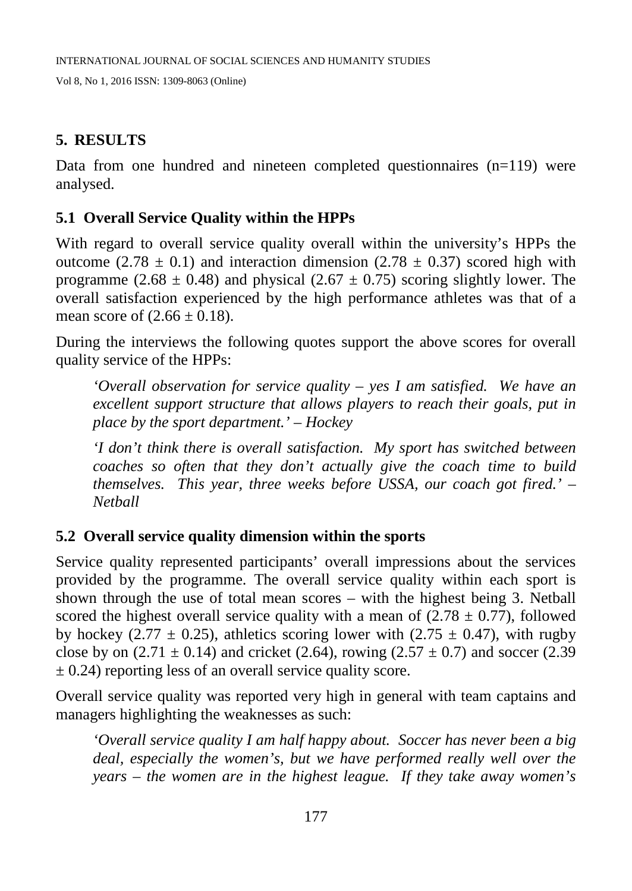## 5. RESULTS

Data from one hundred and nineteen completed questionnaires (n=119) were analysed.

### 5.1 Overall Service Quality within the HPPs

With regard to overall service quality overall within the university's HPPs the outcome ($2.78 \pm 0.1$) and interaction dimension ($2.78 \pm 0.37$) scored high with programme ($2.68 \pm 0.48$) and physical ($2.67 \pm 0.75$) scoring slightly lower. The overall satisfaction experienced by the high performance athletes was that of a mean score of ($2.66 \pm 0.18$).

During the interviews the following quotes support the above scores for overall quality service of the HPPs:

> *'Overall observation for service quality – yes I am satisfied. We have an excellent support structure that allows players to reach their goals, put in place by the sport department.' – Hockey*

> *'I don't think there is overall satisfaction. My sport has switched between coaches so often that they don't actually give the coach time to build themselves. This year, three weeks before USSA, our coach got fired.' – Netball*

### 5.2 Overall service quality dimension within the sports

Service quality represented participants' overall impressions about the services provided by the programme. The overall service quality within each sport is shown through the use of total mean scores – with the highest being 3. Netball scored the highest overall service quality with a mean of ($2.78 \pm 0.77$), followed by hockey ($2.77 \pm 0.25$), athletics scoring lower with ($2.75 \pm 0.47$), with rugby close by on ($2.71 \pm 0.14$) and cricket (2.64), rowing ($2.57 \pm 0.7$) and soccer ($2.39 \pm 0.24$) reporting less of an overall service quality score.

Overall service quality was reported very high in general with team captains and managers highlighting the weaknesses as such:

> *'Overall service quality I am half happy about. Soccer has never been a big deal, especially the women's, but we have performed really well over the years – the women are in the highest league. If they take away women's*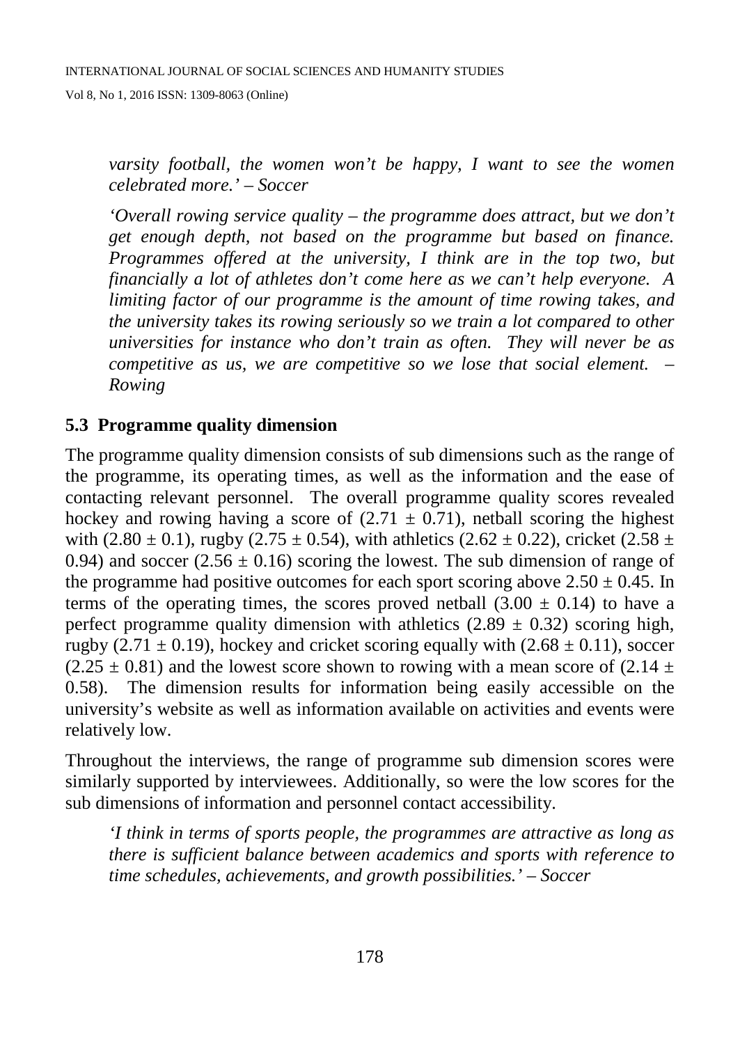*varsity football, the women won't be happy, I want to see the women celebrated more.' – Soccer*

*'Overall rowing service quality – the programme does attract, but we don't get enough depth, not based on the programme but based on finance. Programmes offered at the university, I think are in the top two, but financially a lot of athletes don't come here as we can't help everyone. A limiting factor of our programme is the amount of time rowing takes, and the university takes its rowing seriously so we train a lot compared to other universities for instance who don't train as often. They will never be as competitive as us, we are competitive so we lose that social element. – Rowing*

### 5.3 Programme quality dimension

The programme quality dimension consists of sub dimensions such as the range of the programme, its operating times, as well as the information and the ease of contacting relevant personnel. The overall programme quality scores revealed hockey and rowing having a score of ($2.71 \pm 0.71$), netball scoring the highest with ($2.80 \pm 0.1$), rugby ($2.75 \pm 0.54$), with athletics ($2.62 \pm 0.22$), cricket ($2.58 \pm 0.94$) and soccer ($2.56 \pm 0.16$) scoring the lowest. The sub dimension of range of the programme had positive outcomes for each sport scoring above $2.50 \pm 0.45$. In terms of the operating times, the scores proved netball ($3.00 \pm 0.14$) to have a perfect programme quality dimension with athletics ($2.89 \pm 0.32$) scoring high, rugby ($2.71 \pm 0.19$), hockey and cricket scoring equally with ($2.68 \pm 0.11$), soccer ($2.25 \pm 0.81$) and the lowest score shown to rowing with a mean score of ($2.14 \pm 0.58$). The dimension results for information being easily accessible on the university's website as well as information available on activities and events were relatively low.

Throughout the interviews, the range of programme sub dimension scores were similarly supported by interviewees. Additionally, so were the low scores for the sub dimensions of information and personnel contact accessibility.

*'I think in terms of sports people, the programmes are attractive as long as there is sufficient balance between academics and sports with reference to time schedules, achievements, and growth possibilities.' – Soccer*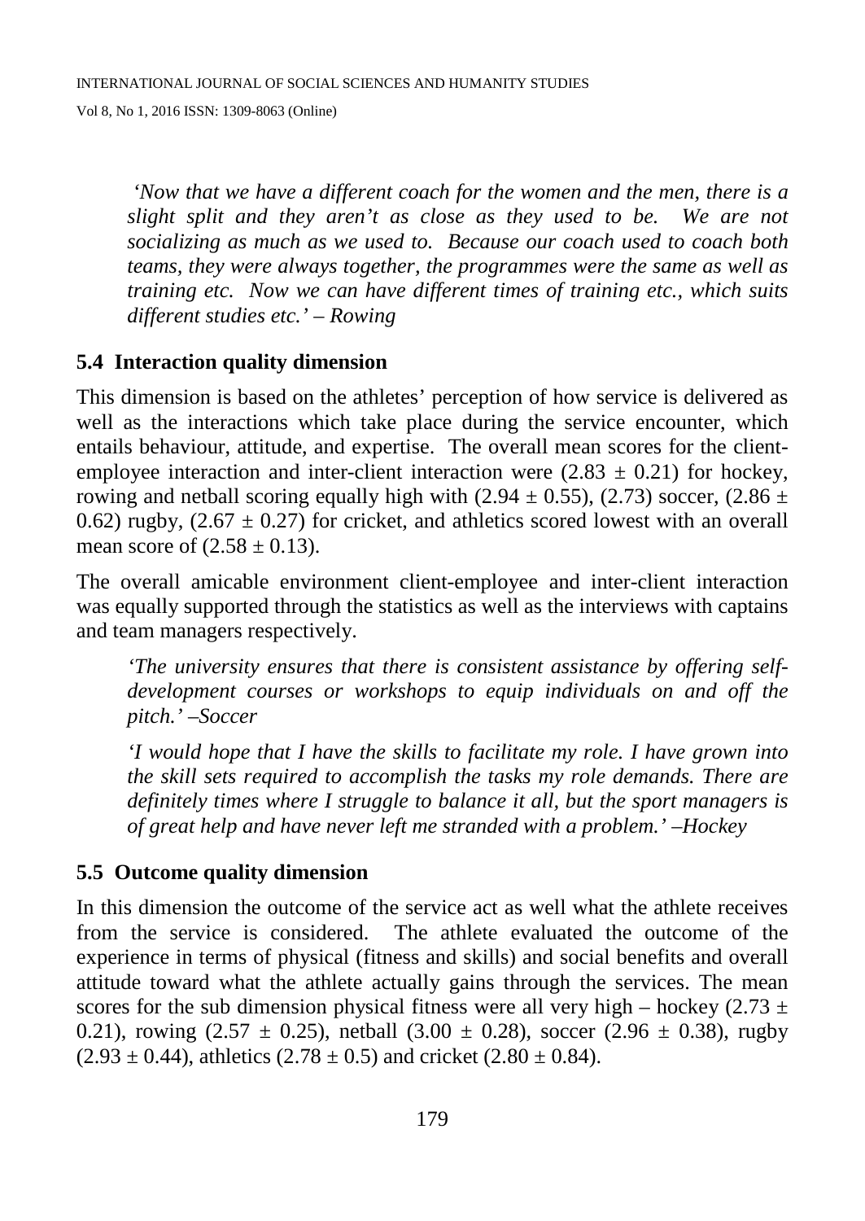*'Now that we have a different coach for the women and the men, there is a slight split and they aren't as close as they used to be. We are not socializing as much as we used to. Because our coach used to coach both teams, they were always together, the programmes were the same as well as training etc. Now we can have different times of training etc., which suits different studies etc.' – Rowing*

### 5.4 Interaction quality dimension

This dimension is based on the athletes' perception of how service is delivered as well as the interactions which take place during the service encounter, which entails behaviour, attitude, and expertise. The overall mean scores for the client-employee interaction and inter-client interaction were ($2.83 \pm 0.21$) for hockey, rowing and netball scoring equally high with ($2.94 \pm 0.55$), ($2.73$) soccer, ($2.86 \pm 0.62$) rugby, ($2.67 \pm 0.27$) for cricket, and athletics scored lowest with an overall mean score of ($2.58 \pm 0.13$).

The overall amicable environment client-employee and inter-client interaction was equally supported through the statistics as well as the interviews with captains and team managers respectively.

*'The university ensures that there is consistent assistance by offering self-development courses or workshops to equip individuals on and off the pitch.' –Soccer*

*'I would hope that I have the skills to facilitate my role. I have grown into the skill sets required to accomplish the tasks my role demands. There are definitely times where I struggle to balance it all, but the sport managers is of great help and have never left me stranded with a problem.' –Hockey*

### 5.5 Outcome quality dimension

In this dimension the outcome of the service act as well what the athlete receives from the service is considered. The athlete evaluated the outcome of the experience in terms of physical (fitness and skills) and social benefits and overall attitude toward what the athlete actually gains through the services. The mean scores for the sub dimension physical fitness were all very high – hockey ($2.73 \pm 0.21$), rowing ($2.57 \pm 0.25$), netball ($3.00 \pm 0.28$), soccer ($2.96 \pm 0.38$), rugby ($2.93 \pm 0.44$), athletics ($2.78 \pm 0.5$) and cricket ($2.80 \pm 0.84$).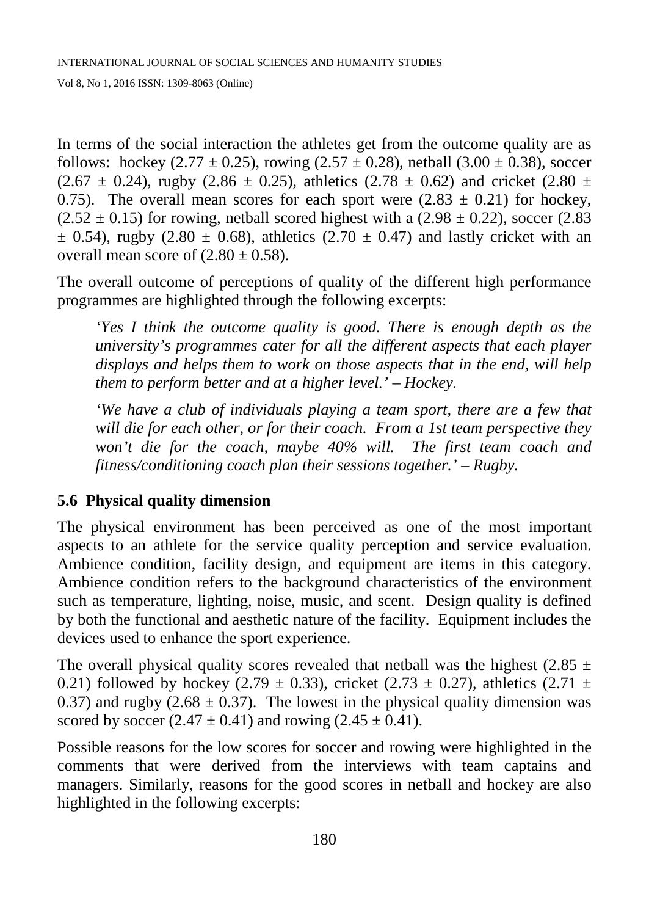In terms of the social interaction the athletes get from the outcome quality are as follows: hockey ($2.77 \pm 0.25$), rowing ($2.57 \pm 0.28$), netball ($3.00 \pm 0.38$), soccer ($2.67 \pm 0.24$), rugby ($2.86 \pm 0.25$), athletics ($2.78 \pm 0.62$) and cricket ($2.80 \pm 0.75$). The overall mean scores for each sport were ($2.83 \pm 0.21$) for hockey, ($2.52 \pm 0.15$) for rowing, netball scored highest with a ($2.98 \pm 0.22$), soccer ($2.83 \pm 0.54$), rugby ($2.80 \pm 0.68$), athletics ($2.70 \pm 0.47$) and lastly cricket with an overall mean score of ($2.80 \pm 0.58$).

The overall outcome of perceptions of quality of the different high performance programmes are highlighted through the following excerpts:

> *'Yes I think the outcome quality is good. There is enough depth as the university's programmes cater for all the different aspects that each player displays and helps them to work on those aspects that in the end, will help them to perform better and at a higher level.' – Hockey.*

> *'We have a club of individuals playing a team sport, there are a few that will die for each other, or for their coach. From a 1st team perspective they won't die for the coach, maybe 40% will. The first team coach and fitness/conditioning coach plan their sessions together.' – Rugby.*

### 5.6 Physical quality dimension

The physical environment has been perceived as one of the most important aspects to an athlete for the service quality perception and service evaluation. Ambience condition, facility design, and equipment are items in this category. Ambience condition refers to the background characteristics of the environment such as temperature, lighting, noise, music, and scent. Design quality is defined by both the functional and aesthetic nature of the facility. Equipment includes the devices used to enhance the sport experience.

The overall physical quality scores revealed that netball was the highest ($2.85 \pm 0.21$) followed by hockey ($2.79 \pm 0.33$), cricket ($2.73 \pm 0.27$), athletics ($2.71 \pm 0.37$) and rugby ($2.68 \pm 0.37$). The lowest in the physical quality dimension was scored by soccer ($2.47 \pm 0.41$) and rowing ($2.45 \pm 0.41$).

Possible reasons for the low scores for soccer and rowing were highlighted in the comments that were derived from the interviews with team captains and managers. Similarly, reasons for the good scores in netball and hockey are also highlighted in the following excerpts: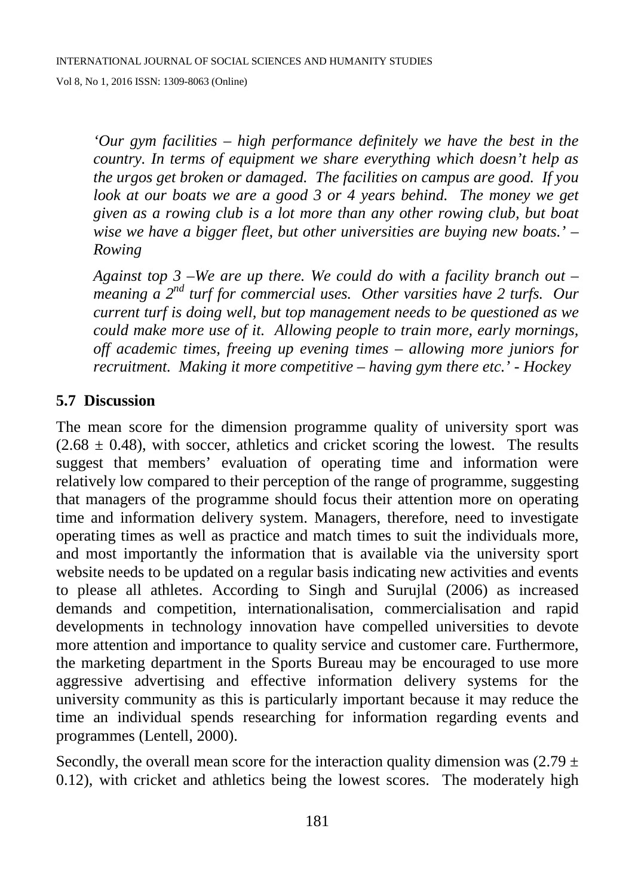*'Our gym facilities – high performance definitely we have the best in the country. In terms of equipment we share everything which doesn't help as the urgos get broken or damaged. The facilities on campus are good. If you look at our boats we are a good 3 or 4 years behind. The money we get given as a rowing club is a lot more than any other rowing club, but boat wise we have a bigger fleet, but other universities are buying new boats.' – Rowing*

*Against top 3 –We are up there. We could do with a facility branch out – meaning a 2nd turf for commercial uses. Other varsities have 2 turfs. Our current turf is doing well, but top management needs to be questioned as we could make more use of it. Allowing people to train more, early mornings, off academic times, freeing up evening times – allowing more juniors for recruitment. Making it more competitive – having gym there etc.' - Hockey*

## 5.7 Discussion

The mean score for the dimension programme quality of university sport was ($2.68 \pm 0.48$), with soccer, athletics and cricket scoring the lowest. The results suggest that members' evaluation of operating time and information were relatively low compared to their perception of the range of programme, suggesting that managers of the programme should focus their attention more on operating time and information delivery system. Managers, therefore, need to investigate operating times as well as practice and match times to suit the individuals more, and most importantly the information that is available via the university sport website needs to be updated on a regular basis indicating new activities and events to please all athletes. According to Singh and Surujlal (2006) as increased demands and competition, internationalisation, commercialisation and rapid developments in technology innovation have compelled universities to devote more attention and importance to quality service and customer care. Furthermore, the marketing department in the Sports Bureau may be encouraged to use more aggressive advertising and effective information delivery systems for the university community as this is particularly important because it may reduce the time an individual spends researching for information regarding events and programmes (Lentell, 2000).

Secondly, the overall mean score for the interaction quality dimension was ($2.79 \pm 0.12$), with cricket and athletics being the lowest scores. The moderately high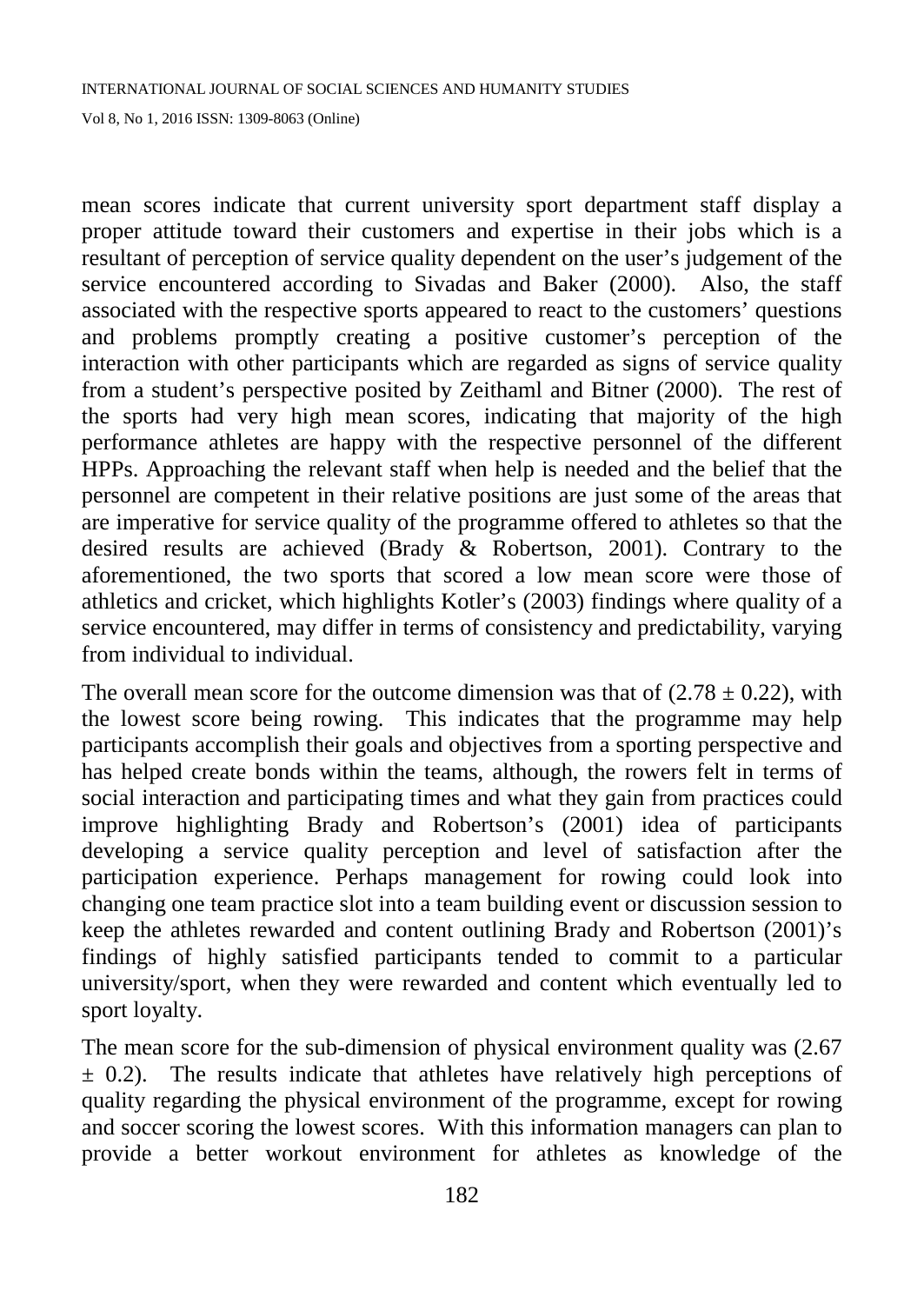mean scores indicate that current university sport department staff display a proper attitude toward their customers and expertise in their jobs which is a resultant of perception of service quality dependent on the user's judgement of the service encountered according to Sivadas and Baker (2000). Also, the staff associated with the respective sports appeared to react to the customers' questions and problems promptly creating a positive customer's perception of the interaction with other participants which are regarded as signs of service quality from a student's perspective posited by Zeithaml and Bitner (2000). The rest of the sports had very high mean scores, indicating that majority of the high performance athletes are happy with the respective personnel of the different HPPs. Approaching the relevant staff when help is needed and the belief that the personnel are competent in their relative positions are just some of the areas that are imperative for service quality of the programme offered to athletes so that the desired results are achieved (Brady & Robertson, 2001). Contrary to the aforementioned, the two sports that scored a low mean score were those of athletics and cricket, which highlights Kotler's (2003) findings where quality of a service encountered, may differ in terms of consistency and predictability, varying from individual to individual.

The overall mean score for the outcome dimension was that of ($2.78 \pm 0.22$), with the lowest score being rowing. This indicates that the programme may help participants accomplish their goals and objectives from a sporting perspective and has helped create bonds within the teams, although, the rowers felt in terms of social interaction and participating times and what they gain from practices could improve highlighting Brady and Robertson's (2001) idea of participants developing a service quality perception and level of satisfaction after the participation experience. Perhaps management for rowing could look into changing one team practice slot into a team building event or discussion session to keep the athletes rewarded and content outlining Brady and Robertson (2001)'s findings of highly satisfied participants tended to commit to a particular university/sport, when they were rewarded and content which eventually led to sport loyalty.

The mean score for the sub-dimension of physical environment quality was ($2.67 \pm 0.2$). The results indicate that athletes have relatively high perceptions of quality regarding the physical environment of the programme, except for rowing and soccer scoring the lowest scores. With this information managers can plan to provide a better workout environment for athletes as knowledge of the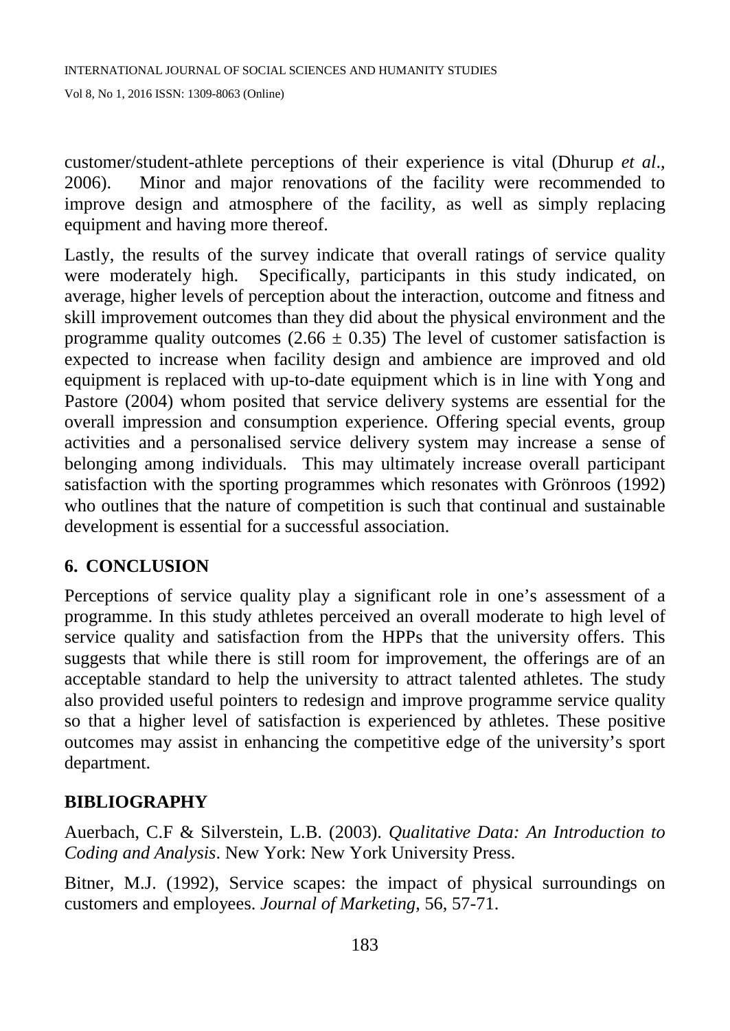customer/student-athlete perceptions of their experience is vital (Dhurup *et al*., 2006). Minor and major renovations of the facility were recommended to improve design and atmosphere of the facility, as well as simply replacing equipment and having more thereof.

Lastly, the results of the survey indicate that overall ratings of service quality were moderately high. Specifically, participants in this study indicated, on average, higher levels of perception about the interaction, outcome and fitness and skill improvement outcomes than they did about the physical environment and the programme quality outcomes ($2.66 \pm 0.35$) The level of customer satisfaction is expected to increase when facility design and ambience are improved and old equipment is replaced with up-to-date equipment which is in line with Yong and Pastore (2004) whom posited that service delivery systems are essential for the overall impression and consumption experience. Offering special events, group activities and a personalised service delivery system may increase a sense of belonging among individuals. This may ultimately increase overall participant satisfaction with the sporting programmes which resonates with Grönroos (1992) who outlines that the nature of competition is such that continual and sustainable development is essential for a successful association.

## 6. CONCLUSION

Perceptions of service quality play a significant role in one's assessment of a programme. In this study athletes perceived an overall moderate to high level of service quality and satisfaction from the HPPs that the university offers. This suggests that while there is still room for improvement, the offerings are of an acceptable standard to help the university to attract talented athletes. The study also provided useful pointers to redesign and improve programme service quality so that a higher level of satisfaction is experienced by athletes. These positive outcomes may assist in enhancing the competitive edge of the university's sport department.

## BIBLIOGRAPHY

Auerbach, C.F & Silverstein, L.B. (2003). *Qualitative Data: An Introduction to Coding and Analysis*. New York: New York University Press.

Bitner, M.J. (1992), Service scapes: the impact of physical surroundings on customers and employees. *Journal of Marketing*, 56, 57-71.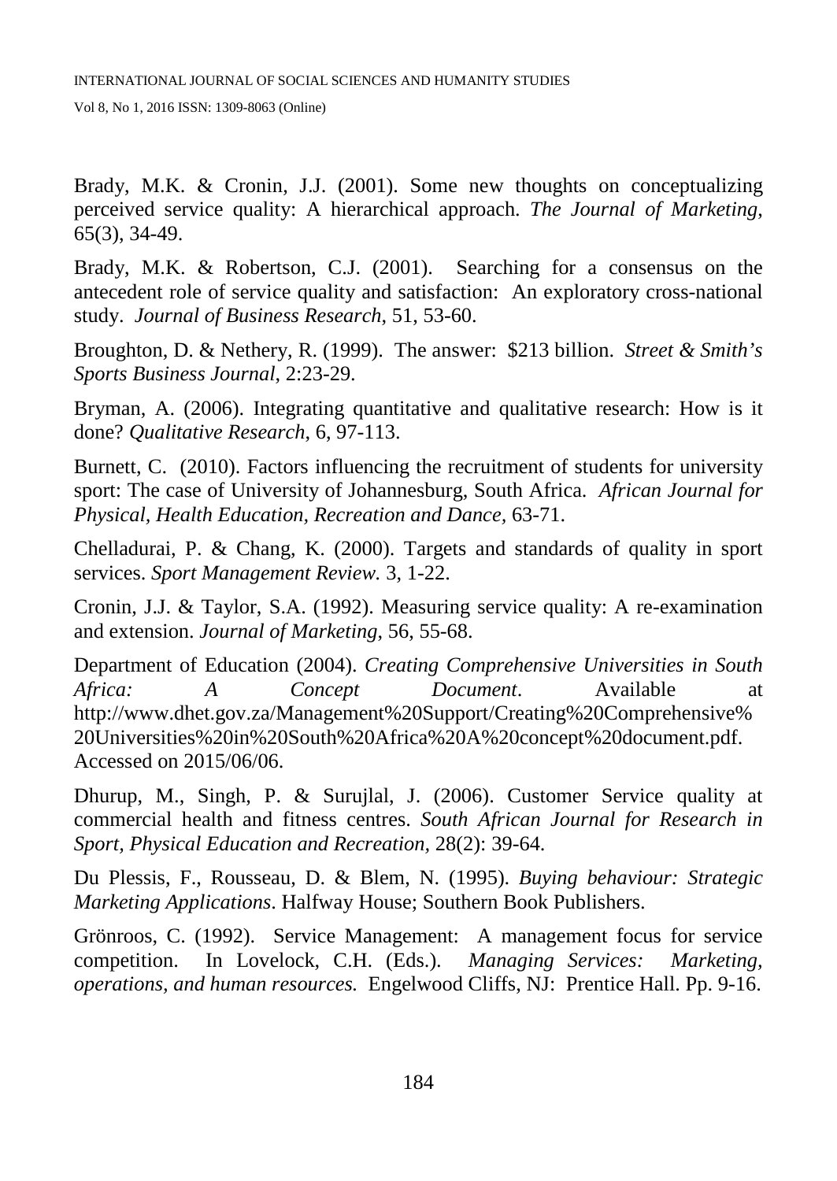Brady, M.K. & Cronin, J.J. (2001). Some new thoughts on conceptualizing perceived service quality: A hierarchical approach. *The Journal of Marketing*, 65(3), 34-49.

Brady, M.K. & Robertson, C.J. (2001). Searching for a consensus on the antecedent role of service quality and satisfaction: An exploratory cross-national study. *Journal of Business Research*, 51, 53-60.

Broughton, D. & Nethery, R. (1999). The answer: $213 billion. *Street & Smith's Sports Business Journal*, 2:23-29.

Bryman, A. (2006). Integrating quantitative and qualitative research: How is it done? *Qualitative Research*, 6, 97-113.

Burnett, C. (2010). Factors influencing the recruitment of students for university sport: The case of University of Johannesburg, South Africa. *African Journal for Physical, Health Education, Recreation and Dance,* 63-71.

Chelladurai, P. & Chang, K. (2000). Targets and standards of quality in sport services. *Sport Management Review.* 3, 1-22.

Cronin, J.J. & Taylor, S.A. (1992). Measuring service quality: A re-examination and extension. *Journal of Marketing*, 56, 55-68.

Department of Education (2004). *Creating Comprehensive Universities in South Africa: A Concept Document*. Available at http://www.dhet.gov.za/Management%20Support/Creating%20Comprehensive%20Universities%20in%20South%20Africa%20A%20concept%20document.pdf. Accessed on 2015/06/06.

Dhurup, M., Singh, P. & Surujlal, J. (2006). Customer Service quality at commercial health and fitness centres. *South African Journal for Research in Sport, Physical Education and Recreation,* 28(2): 39-64.

Du Plessis, F., Rousseau, D. & Blem, N. (1995). *Buying behaviour: Strategic Marketing Applications*. Halfway House; Southern Book Publishers.

Grönroos, C. (1992). Service Management: A management focus for service competition. In Lovelock, C.H. (Eds.). *Managing Services: Marketing, operations, and human resources.* Engelwood Cliffs, NJ: Prentice Hall. Pp. 9-16.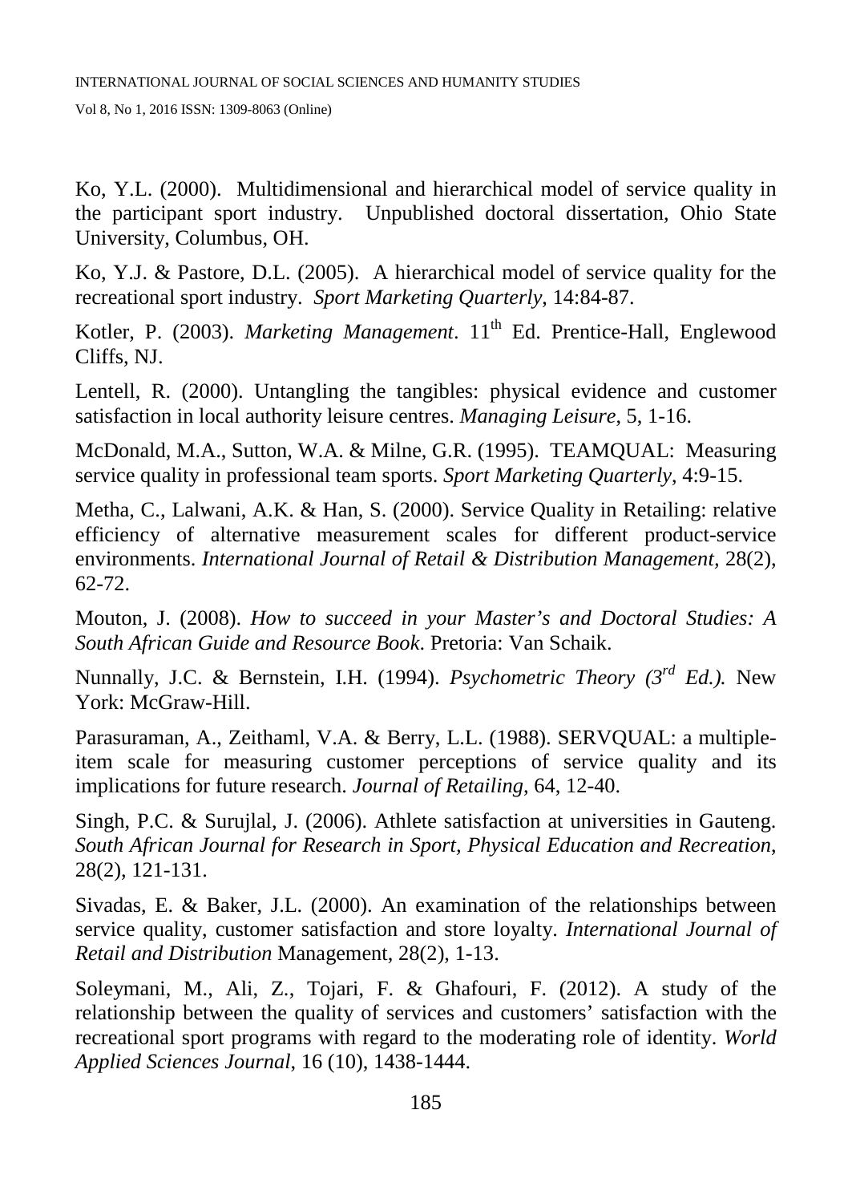Ko, Y.L. (2000). Multidimensional and hierarchical model of service quality in the participant sport industry. Unpublished doctoral dissertation, Ohio State University, Columbus, OH.

Ko, Y.J. & Pastore, D.L. (2005). A hierarchical model of service quality for the recreational sport industry. *Sport Marketing Quarterly*, 14:84-87.

Kotler, P. (2003). *Marketing Management*. 11th Ed. Prentice-Hall, Englewood Cliffs, NJ.

Lentell, R. (2000). Untangling the tangibles: physical evidence and customer satisfaction in local authority leisure centres. *Managing Leisure*, 5, 1-16.

McDonald, M.A., Sutton, W.A. & Milne, G.R. (1995). TEAMQUAL: Measuring service quality in professional team sports. *Sport Marketing Quarterly*, 4:9-15.

Metha, C., Lalwani, A.K. & Han, S. (2000). Service Quality in Retailing: relative efficiency of alternative measurement scales for different product-service environments. *International Journal of Retail & Distribution Management*, 28(2), 62-72.

Mouton, J. (2008). *How to succeed in your Master's and Doctoral Studies: A South African Guide and Resource Book*. Pretoria: Van Schaik.

Nunnally, J.C. & Bernstein, I.H. (1994). *Psychometric Theory (3rd Ed.).* New York: McGraw-Hill.

Parasuraman, A., Zeithaml, V.A. & Berry, L.L. (1988). SERVQUAL: a multiple-item scale for measuring customer perceptions of service quality and its implications for future research. *Journal of Retailing*, 64, 12-40.

Singh, P.C. & Surujlal, J. (2006). Athlete satisfaction at universities in Gauteng. *South African Journal for Research in Sport, Physical Education and Recreation*, 28(2), 121-131.

Sivadas, E. & Baker, J.L. (2000). An examination of the relationships between service quality, customer satisfaction and store loyalty. *International Journal of Retail and Distribution* Management, 28(2), 1-13.

Soleymani, M., Ali, Z., Tojari, F. & Ghafouri, F. (2012). A study of the relationship between the quality of services and customers' satisfaction with the recreational sport programs with regard to the moderating role of identity. *World Applied Sciences Journal*, 16 (10), 1438-1444.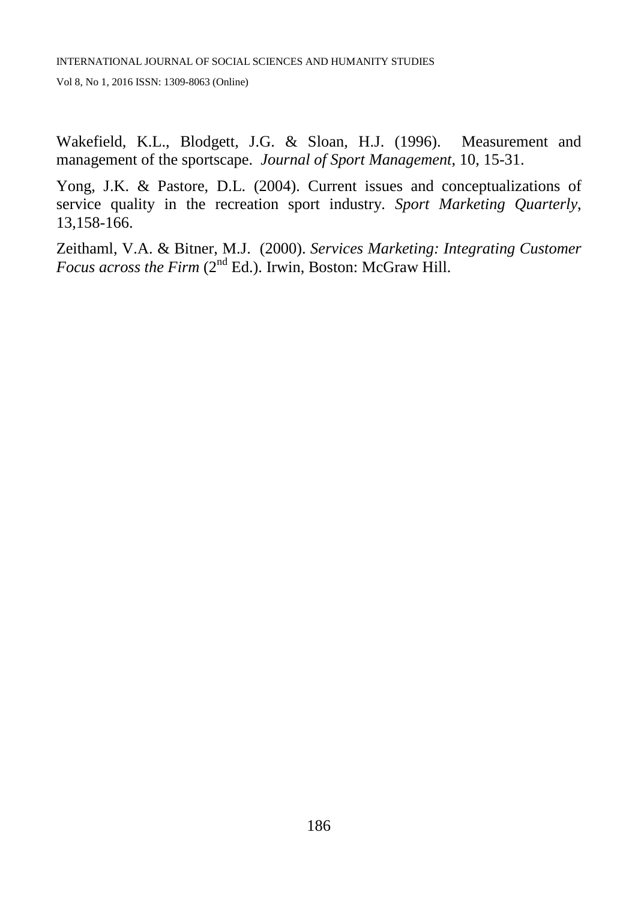Wakefield, K.L., Blodgett, J.G. & Sloan, H.J. (1996). Measurement and management of the sportscape. *Journal of Sport Management*, 10, 15-31.

Yong, J.K. & Pastore, D.L. (2004). Current issues and conceptualizations of service quality in the recreation sport industry. *Sport Marketing Quarterly*, 13,158-166.

Zeithaml, V.A. & Bitner, M.J. (2000). *Services Marketing: Integrating Customer Focus across the Firm* (2nd Ed.). Irwin, Boston: McGraw Hill.